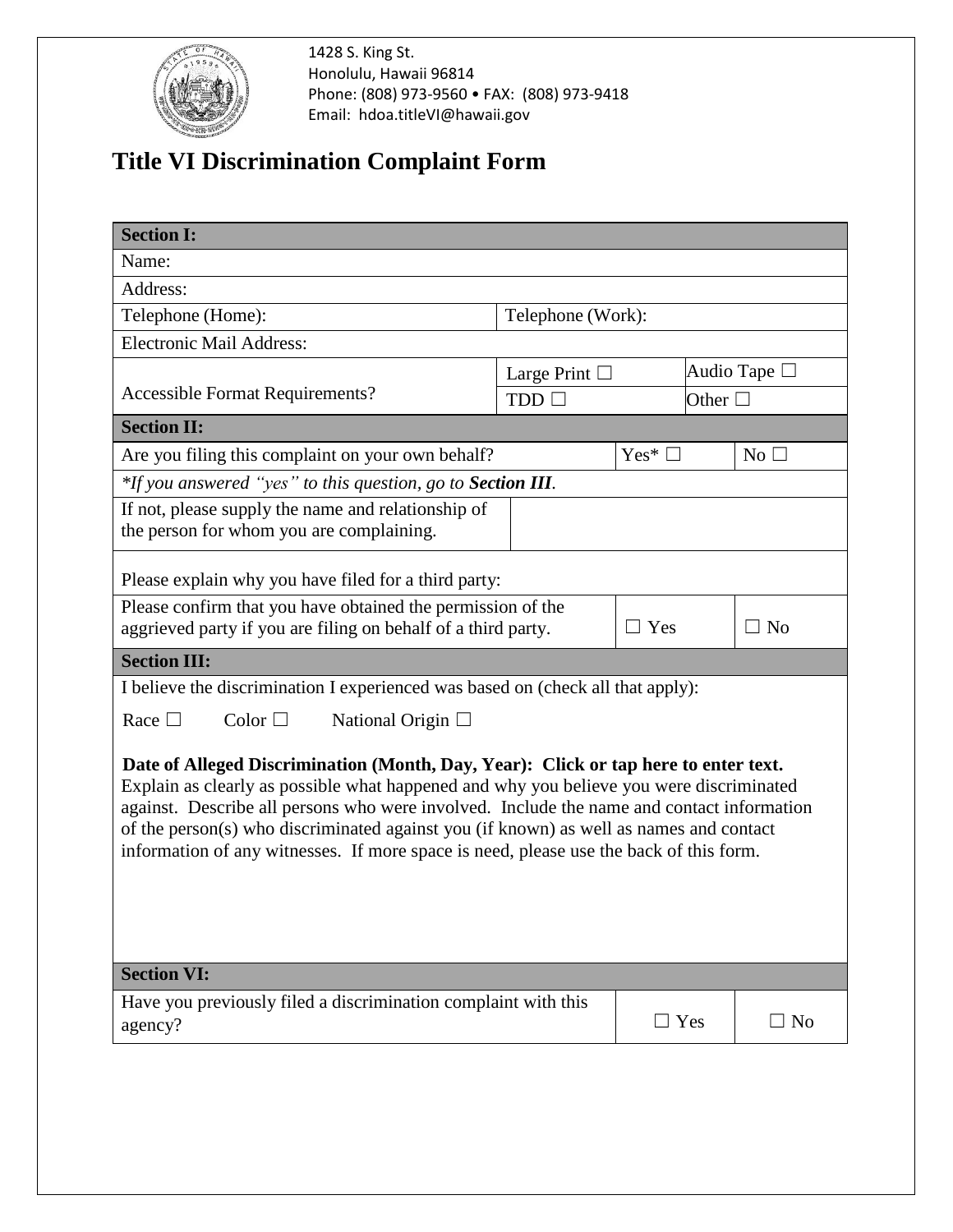1428 S. King St.
Honolulu, Hawaii 96814
Phone: (808) 973-9560 • FAX: (808) 973-9418
Email: hdoa.titleVI@hawaii.gov

# Title VI Discrimination Complaint Form

| **Section I:** | | | |
|---|---|---|---|
| Name: | | | |
| Address: | | | |
| Telephone (Home): | Telephone (Work): | | |
| Electronic Mail Address: | | | |
| Accessible Format Requirements? | Large Print ☐ | Audio Tape ☐ | |
| | TDD ☐ | Other ☐ | |
| **Section II:** | | | |
| Are you filing this complaint on your own behalf? | | Yes* ☐ | No ☐ |
| *\*If you answered "yes" to this question, go to **Section III**.* | | | |
| If not, please supply the name and relationship of the person for whom you are complaining. | | | |
| Please explain why you have filed for a third party: | | | |
| Please confirm that you have obtained the permission of the aggrieved party if you are filing on behalf of a third party. | | ☐ Yes | ☐ No |
| **Section III:** | | | |
| I believe the discrimination I experienced was based on (check all that apply): | | | |
| Race ☐ Color ☐ National Origin ☐ | | | |
| **Date of Alleged Discrimination (Month, Day, Year): Click or tap here to enter text.** Explain as clearly as possible what happened and why you believe you were discriminated against. Describe all persons who were involved. Include the name and contact information of the person(s) who discriminated against you (if known) as well as names and contact information of any witnesses. If more space is need, please use the back of this form. | | | |
| **Section VI:** | | | |
| Have you previously filed a discrimination complaint with this agency? | | ☐ Yes | ☐ No |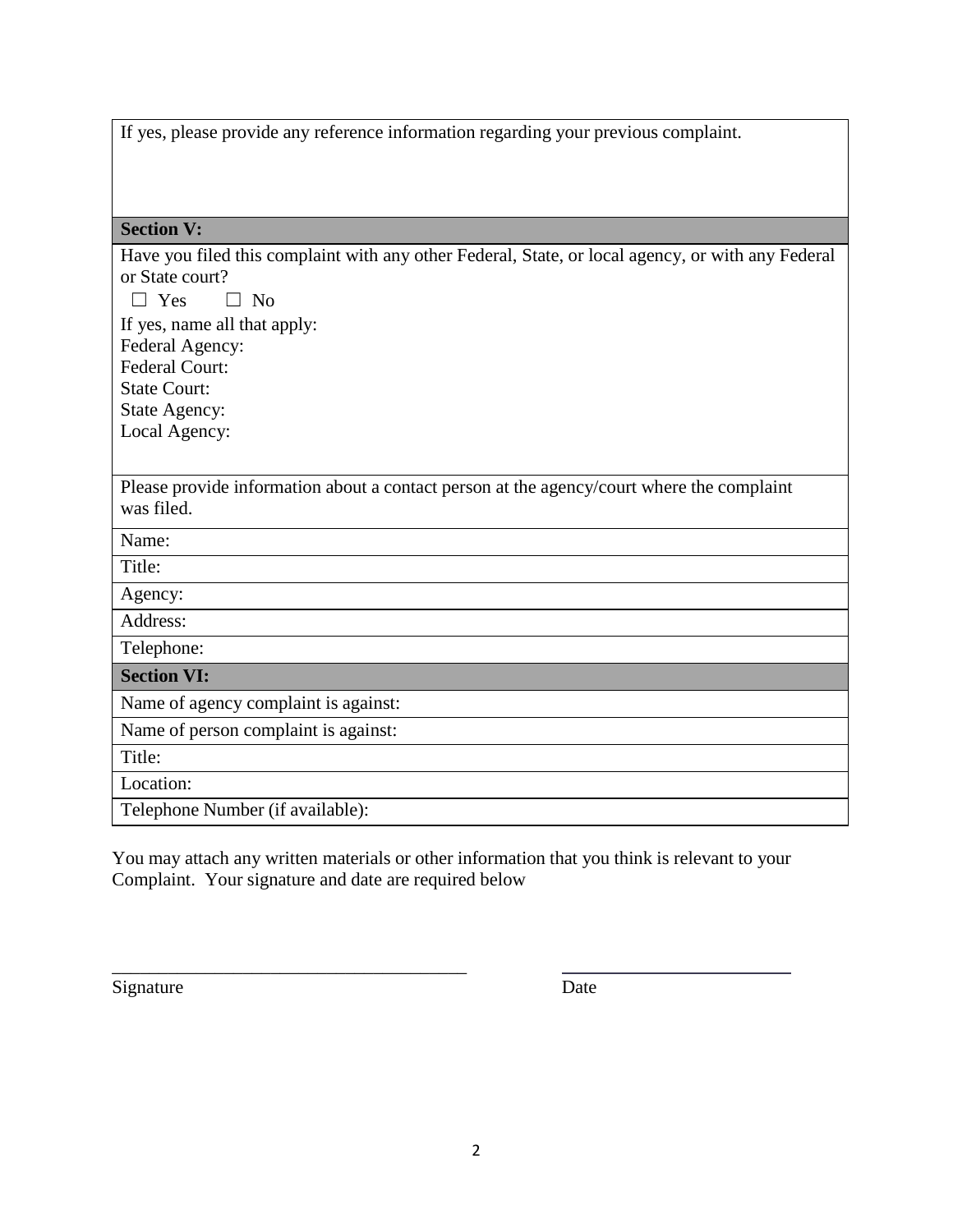If yes, please provide any reference information regarding your previous complaint.

**Section V:**

Have you filed this complaint with any other Federal, State, or local agency, or with any Federal or State court?

☐ Yes ☐ No

If yes, name all that apply:

Federal Agency:

Federal Court:

State Court:

State Agency:

Local Agency:

Please provide information about a contact person at the agency/court where the complaint was filed.

Name:

Title:

Agency:

Address:

Telephone:

**Section VI:**

Name of agency complaint is against:

Name of person complaint is against:

Title:

Location:

Telephone Number (if available):

You may attach any written materials or other information that you think is relevant to your Complaint. Your signature and date are required below

_______________________________________ _________________________

Signature Date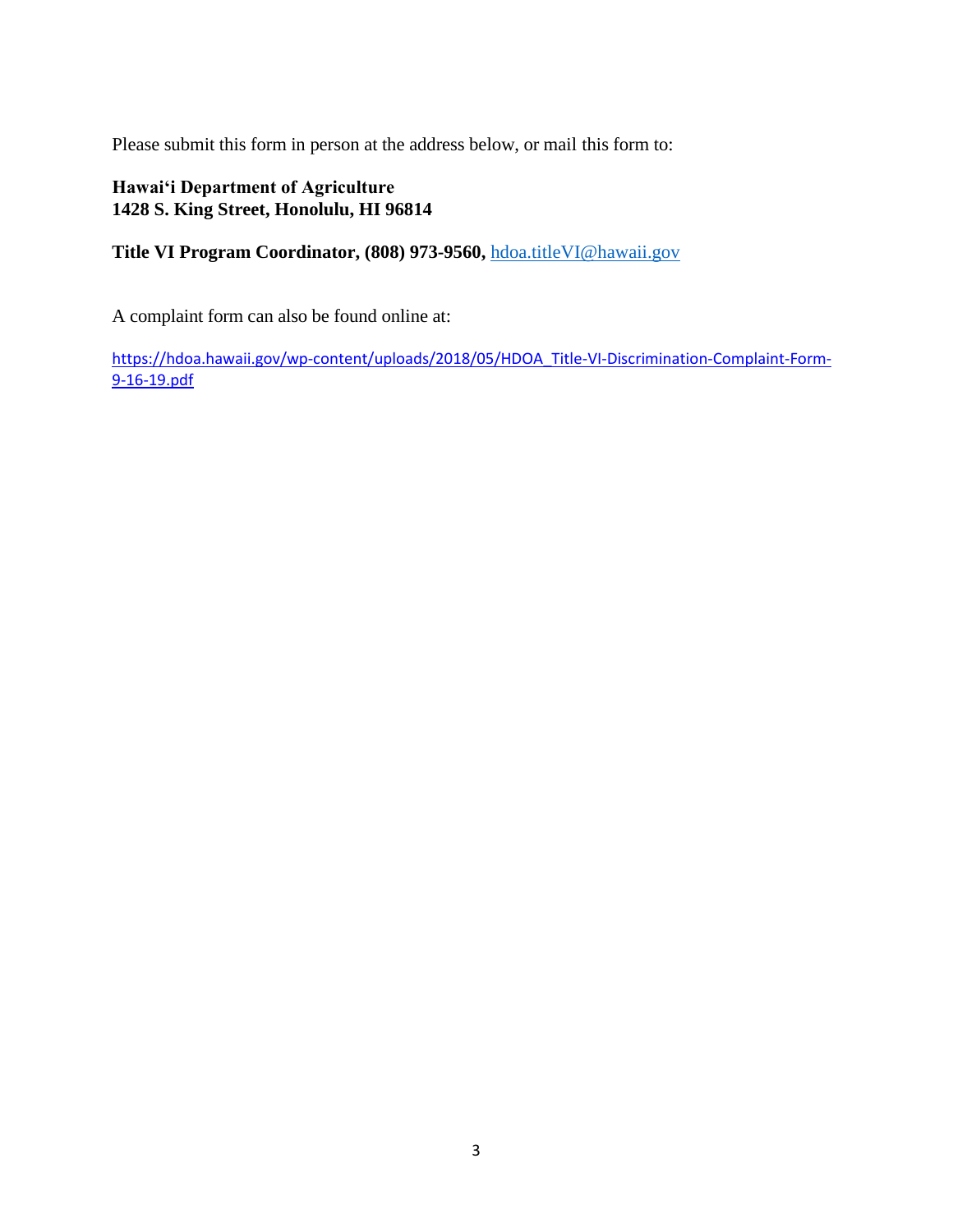Please submit this form in person at the address below, or mail this form to:

**Hawai‘i Department of Agriculture**
**1428 S. King Street, Honolulu, HI 96814**

**Title VI Program Coordinator, (808) 973-9560,** [hdoa.titleVI@hawaii.gov](mailto:hdoa.titleVI@hawaii.gov)

A complaint form can also be found online at:

[https://hdoa.hawaii.gov/wp-content/uploads/2018/05/HDOA_Title-VI-Discrimination-Complaint-Form-9-16-19.pdf](https://hdoa.hawaii.gov/wp-content/uploads/2018/05/HDOA_Title-VI-Discrimination-Complaint-Form-9-16-19.pdf)